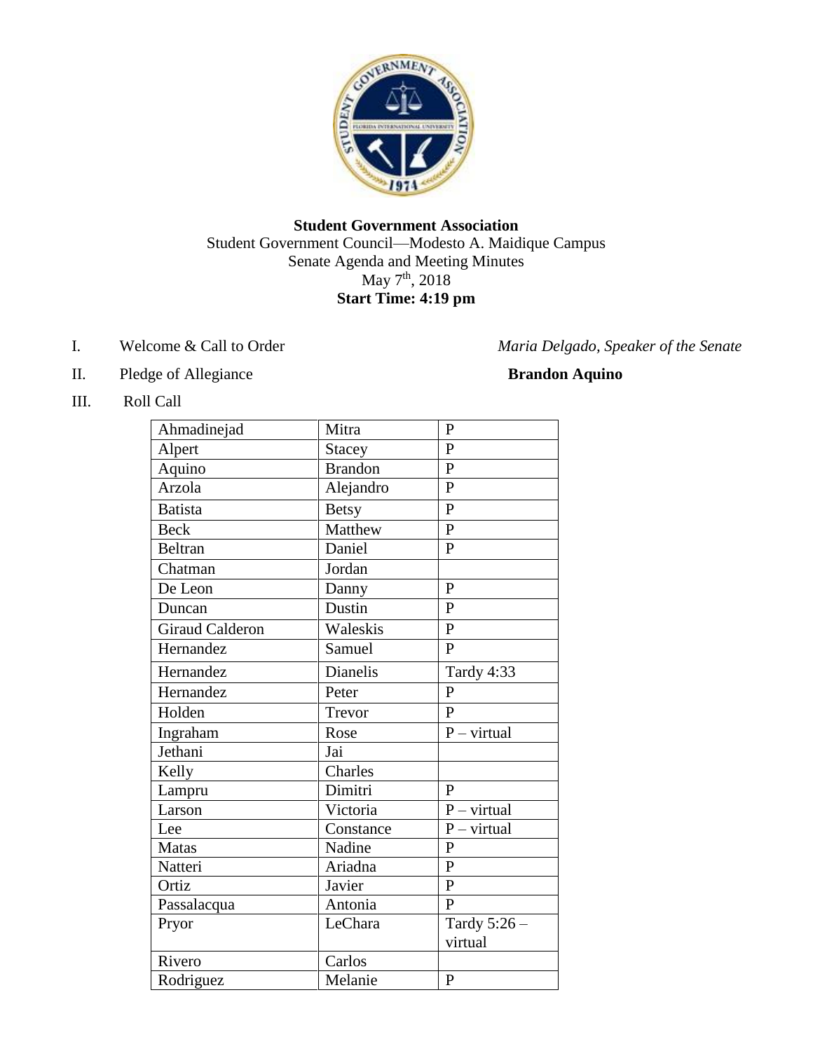**Student Government Association**
Student Government Council—Modesto A. Maidique Campus
Senate Agenda and Meeting Minutes
May 7th, 2018
**Start Time: 4:19 pm**

I. Welcome & Call to Order — *Maria Delgado, Speaker of the Senate*

II. Pledge of Allegiance — **Brandon Aquino**

III. Roll Call

| | | |
|---|---|---|
| Ahmadinejad | Mitra | P |
| Alpert | Stacey | P |
| Aquino | Brandon | P |
| Arzola | Alejandro | P |
| Batista | Betsy | P |
| Beck | Matthew | P |
| Beltran | Daniel | P |
| Chatman | Jordan | |
| De Leon | Danny | P |
| Duncan | Dustin | P |
| Giraud Calderon | Waleskis | P |
| Hernandez | Samuel | P |
| Hernandez | Dianelis | Tardy 4:33 |
| Hernandez | Peter | P |
| Holden | Trevor | P |
| Ingraham | Rose | P – virtual |
| Jethani | Jai | |
| Kelly | Charles | |
| Lampru | Dimitri | P |
| Larson | Victoria | P – virtual |
| Lee | Constance | P – virtual |
| Matas | Nadine | P |
| Natteri | Ariadna | P |
| Ortiz | Javier | P |
| Passalacqua | Antonia | P |
| Pryor | LeChara | Tardy 5:26 – virtual |
| Rivero | Carlos | |
| Rodriguez | Melanie | P |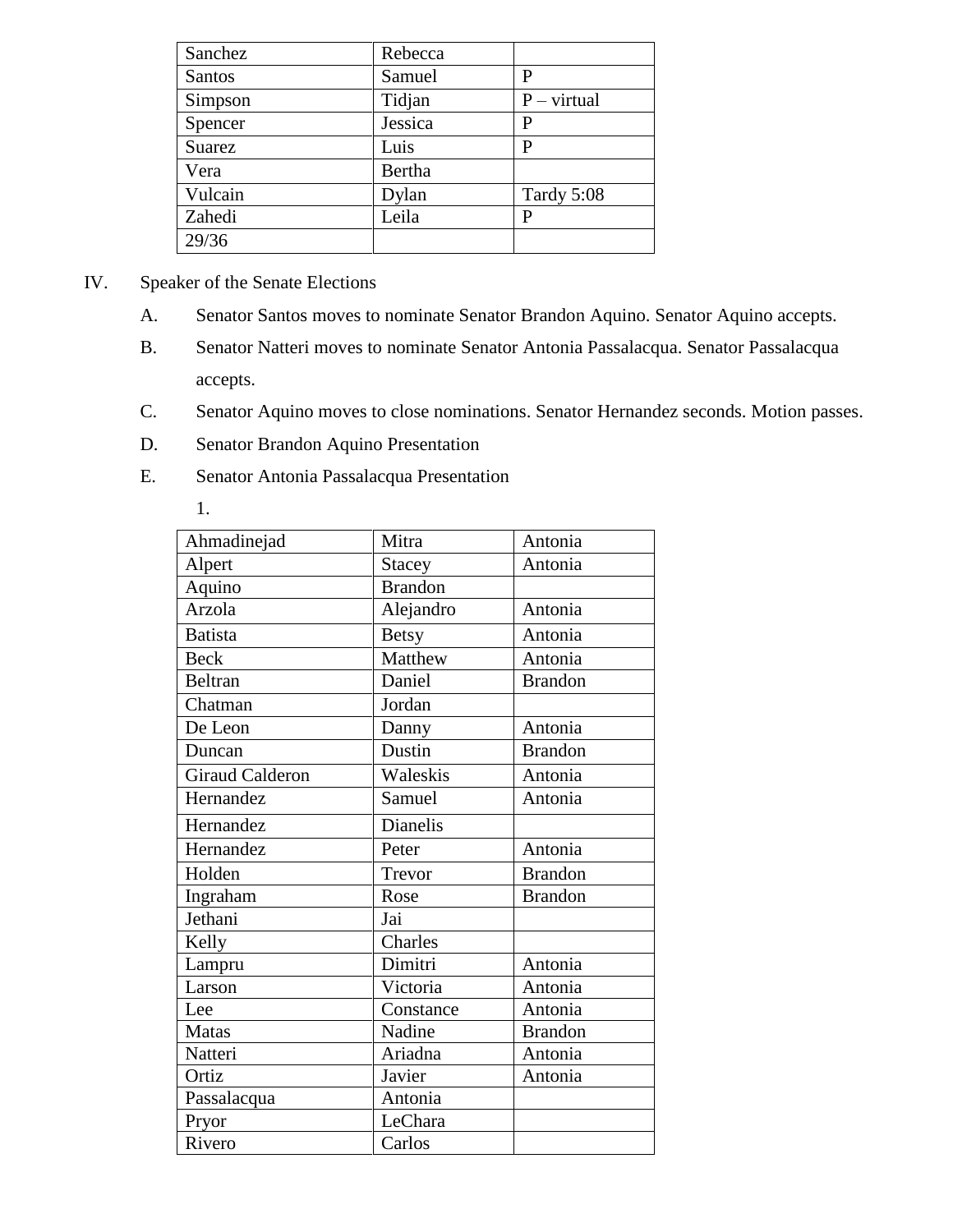| Sanchez | Rebecca | |
|---|---|---|
| Santos | Samuel | P |
| Simpson | Tidjan | P – virtual |
| Spencer | Jessica | P |
| Suarez | Luis | P |
| Vera | Bertha | |
| Vulcain | Dylan | Tardy 5:08 |
| Zahedi | Leila | P |
| 29/36 | | |

IV. Speaker of the Senate Elections

A. Senator Santos moves to nominate Senator Brandon Aquino. Senator Aquino accepts.

B. Senator Natteri moves to nominate Senator Antonia Passalacqua. Senator Passalacqua accepts.

C. Senator Aquino moves to close nominations. Senator Hernandez seconds. Motion passes.

D. Senator Brandon Aquino Presentation

E. Senator Antonia Passalacqua Presentation

1.

| Ahmadinejad | Mitra | Antonia |
|---|---|---|
| Alpert | Stacey | Antonia |
| Aquino | Brandon | |
| Arzola | Alejandro | Antonia |
| Batista | Betsy | Antonia |
| Beck | Matthew | Antonia |
| Beltran | Daniel | Brandon |
| Chatman | Jordan | |
| De Leon | Danny | Antonia |
| Duncan | Dustin | Brandon |
| Giraud Calderon | Waleskis | Antonia |
| Hernandez | Samuel | Antonia |
| Hernandez | Dianelis | |
| Hernandez | Peter | Antonia |
| Holden | Trevor | Brandon |
| Ingraham | Rose | Brandon |
| Jethani | Jai | |
| Kelly | Charles | |
| Lampru | Dimitri | Antonia |
| Larson | Victoria | Antonia |
| Lee | Constance | Antonia |
| Matas | Nadine | Brandon |
| Natteri | Ariadna | Antonia |
| Ortiz | Javier | Antonia |
| Passalacqua | Antonia | |
| Pryor | LeChara | |
| Rivero | Carlos | |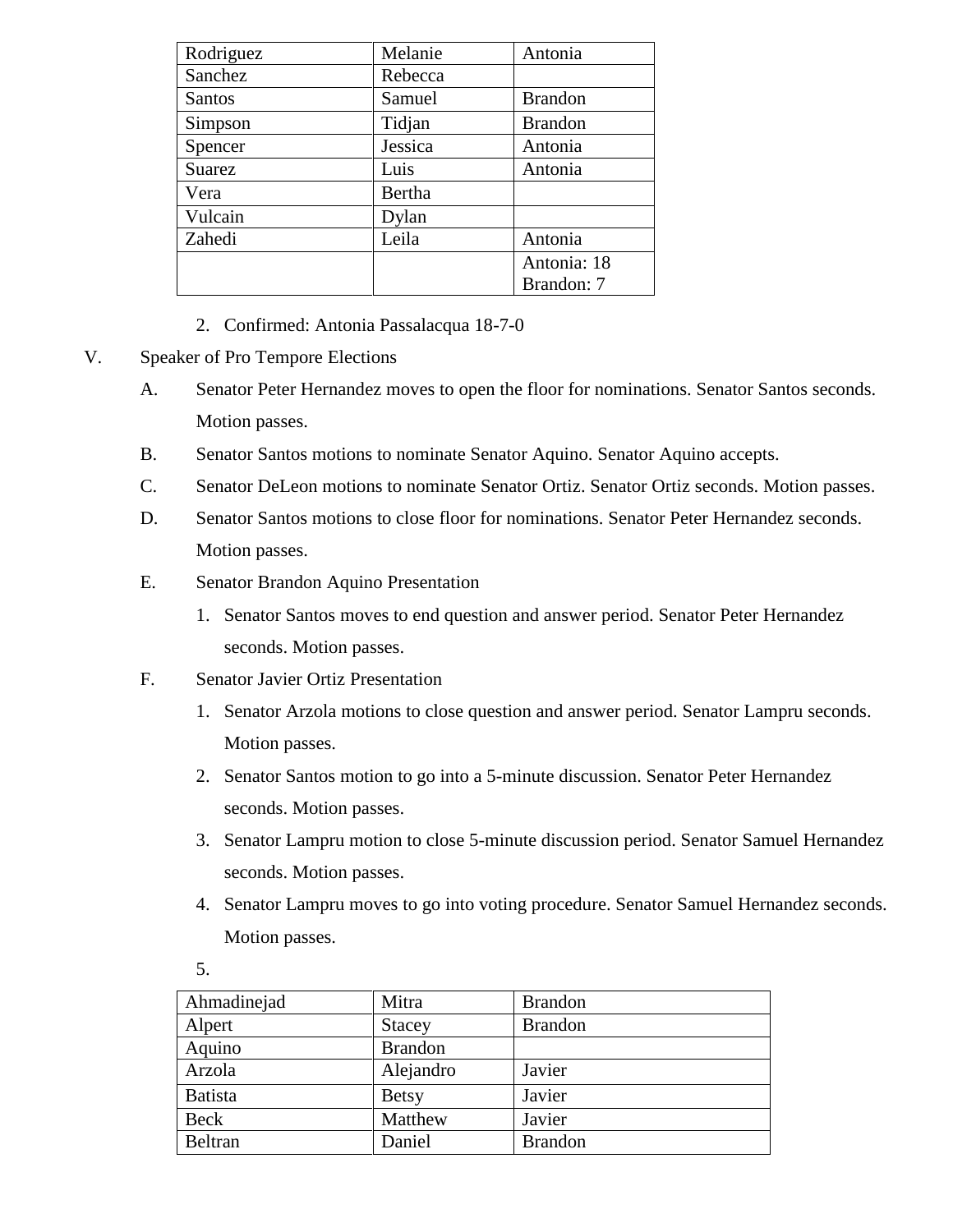| Rodriguez | Melanie | Antonia |
|---|---|---|
| Sanchez | Rebecca | |
| Santos | Samuel | Brandon |
| Simpson | Tidjan | Brandon |
| Spencer | Jessica | Antonia |
| Suarez | Luis | Antonia |
| Vera | Bertha | |
| Vulcain | Dylan | |
| Zahedi | Leila | Antonia |
| | | Antonia: 18<br>Brandon: 7 |

2. Confirmed: Antonia Passalacqua 18-7-0

V. Speaker of Pro Tempore Elections

A. Senator Peter Hernandez moves to open the floor for nominations. Senator Santos seconds. Motion passes.

B. Senator Santos motions to nominate Senator Aquino. Senator Aquino accepts.

C. Senator DeLeon motions to nominate Senator Ortiz. Senator Ortiz seconds. Motion passes.

D. Senator Santos motions to close floor for nominations. Senator Peter Hernandez seconds. Motion passes.

E. Senator Brandon Aquino Presentation

1. Senator Santos moves to end question and answer period. Senator Peter Hernandez seconds. Motion passes.

F. Senator Javier Ortiz Presentation

1. Senator Arzola motions to close question and answer period. Senator Lampru seconds. Motion passes.
2. Senator Santos motion to go into a 5-minute discussion. Senator Peter Hernandez seconds. Motion passes.
3. Senator Lampru motion to close 5-minute discussion period. Senator Samuel Hernandez seconds. Motion passes.
4. Senator Lampru moves to go into voting procedure. Senator Samuel Hernandez seconds. Motion passes.
5.

| Ahmadinejad | Mitra | Brandon |
|---|---|---|
| Alpert | Stacey | Brandon |
| Aquino | Brandon | |
| Arzola | Alejandro | Javier |
| Batista | Betsy | Javier |
| Beck | Matthew | Javier |
| Beltran | Daniel | Brandon |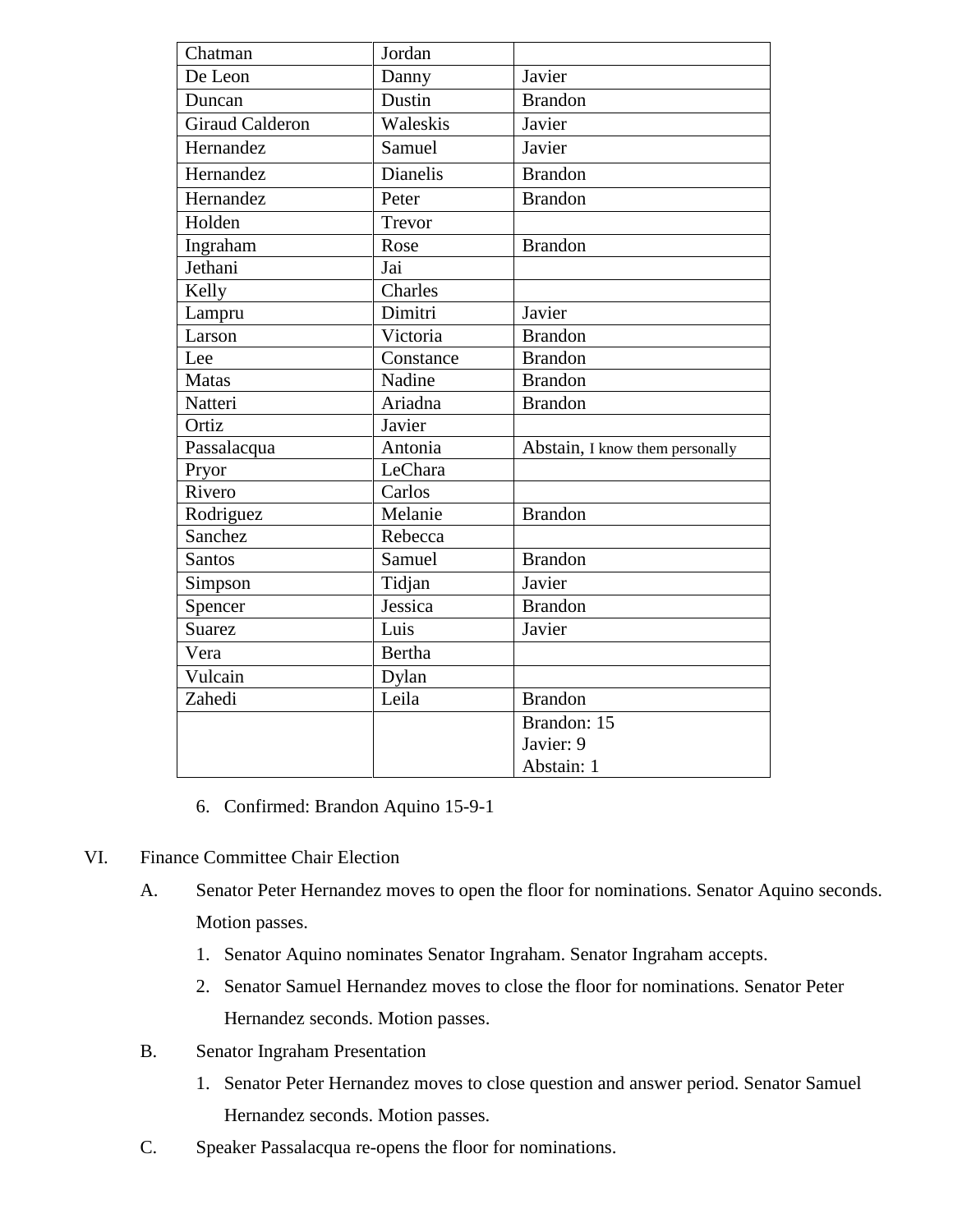| Chatman | Jordan | |
|---|---|---|
| De Leon | Danny | Javier |
| Duncan | Dustin | Brandon |
| Giraud Calderon | Waleskis | Javier |
| Hernandez | Samuel | Javier |
| Hernandez | Dianelis | Brandon |
| Hernandez | Peter | Brandon |
| Holden | Trevor | |
| Ingraham | Rose | Brandon |
| Jethani | Jai | |
| Kelly | Charles | |
| Lampru | Dimitri | Javier |
| Larson | Victoria | Brandon |
| Lee | Constance | Brandon |
| Matas | Nadine | Brandon |
| Natteri | Ariadna | Brandon |
| Ortiz | Javier | |
| Passalacqua | Antonia | Abstain, I know them personally |
| Pryor | LeChara | |
| Rivero | Carlos | |
| Rodriguez | Melanie | Brandon |
| Sanchez | Rebecca | |
| Santos | Samuel | Brandon |
| Simpson | Tidjan | Javier |
| Spencer | Jessica | Brandon |
| Suarez | Luis | Javier |
| Vera | Bertha | |
| Vulcain | Dylan | |
| Zahedi | Leila | Brandon |
| | | Brandon: 15<br>Javier: 9<br>Abstain: 1 |

6. Confirmed: Brandon Aquino 15-9-1

VI. Finance Committee Chair Election

A. Senator Peter Hernandez moves to open the floor for nominations. Senator Aquino seconds. Motion passes.

1. Senator Aquino nominates Senator Ingraham. Senator Ingraham accepts.
2. Senator Samuel Hernandez moves to close the floor for nominations. Senator Peter Hernandez seconds. Motion passes.

B. Senator Ingraham Presentation

1. Senator Peter Hernandez moves to close question and answer period. Senator Samuel Hernandez seconds. Motion passes.

C. Speaker Passalacqua re-opens the floor for nominations.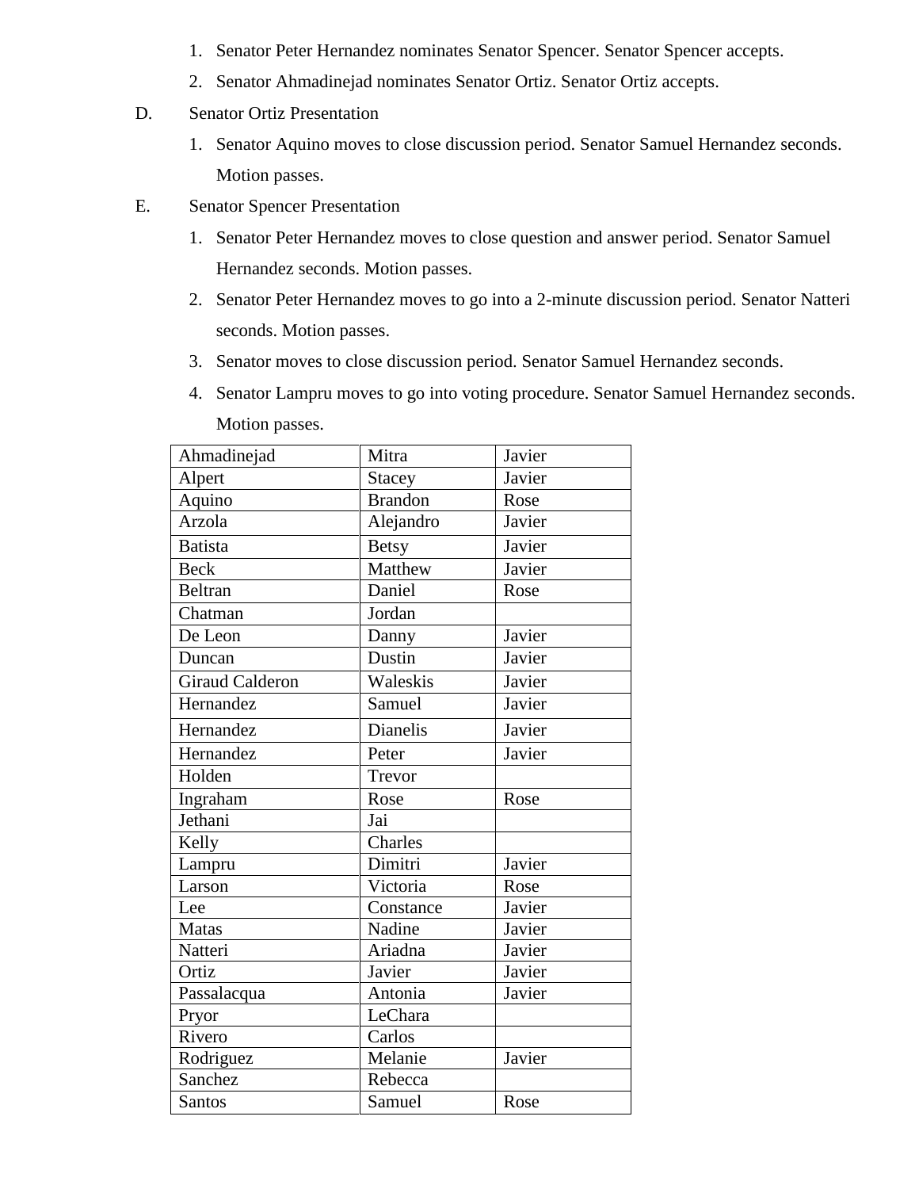1. Senator Peter Hernandez nominates Senator Spencer. Senator Spencer accepts.
2. Senator Ahmadinejad nominates Senator Ortiz. Senator Ortiz accepts.

D. Senator Ortiz Presentation

1. Senator Aquino moves to close discussion period. Senator Samuel Hernandez seconds. Motion passes.

E. Senator Spencer Presentation

1. Senator Peter Hernandez moves to close question and answer period. Senator Samuel Hernandez seconds. Motion passes.
2. Senator Peter Hernandez moves to go into a 2-minute discussion period. Senator Natteri seconds. Motion passes.
3. Senator moves to close discussion period. Senator Samuel Hernandez seconds.
4. Senator Lampru moves to go into voting procedure. Senator Samuel Hernandez seconds. Motion passes.

| | | |
|---|---|---|
| Ahmadinejad | Mitra | Javier |
| Alpert | Stacey | Javier |
| Aquino | Brandon | Rose |
| Arzola | Alejandro | Javier |
| Batista | Betsy | Javier |
| Beck | Matthew | Javier |
| Beltran | Daniel | Rose |
| Chatman | Jordan | |
| De Leon | Danny | Javier |
| Duncan | Dustin | Javier |
| Giraud Calderon | Waleskis | Javier |
| Hernandez | Samuel | Javier |
| Hernandez | Dianelis | Javier |
| Hernandez | Peter | Javier |
| Holden | Trevor | |
| Ingraham | Rose | Rose |
| Jethani | Jai | |
| Kelly | Charles | |
| Lampru | Dimitri | Javier |
| Larson | Victoria | Rose |
| Lee | Constance | Javier |
| Matas | Nadine | Javier |
| Natteri | Ariadna | Javier |
| Ortiz | Javier | Javier |
| Passalacqua | Antonia | Javier |
| Pryor | LeChara | |
| Rivero | Carlos | |
| Rodriguez | Melanie | Javier |
| Sanchez | Rebecca | |
| Santos | Samuel | Rose |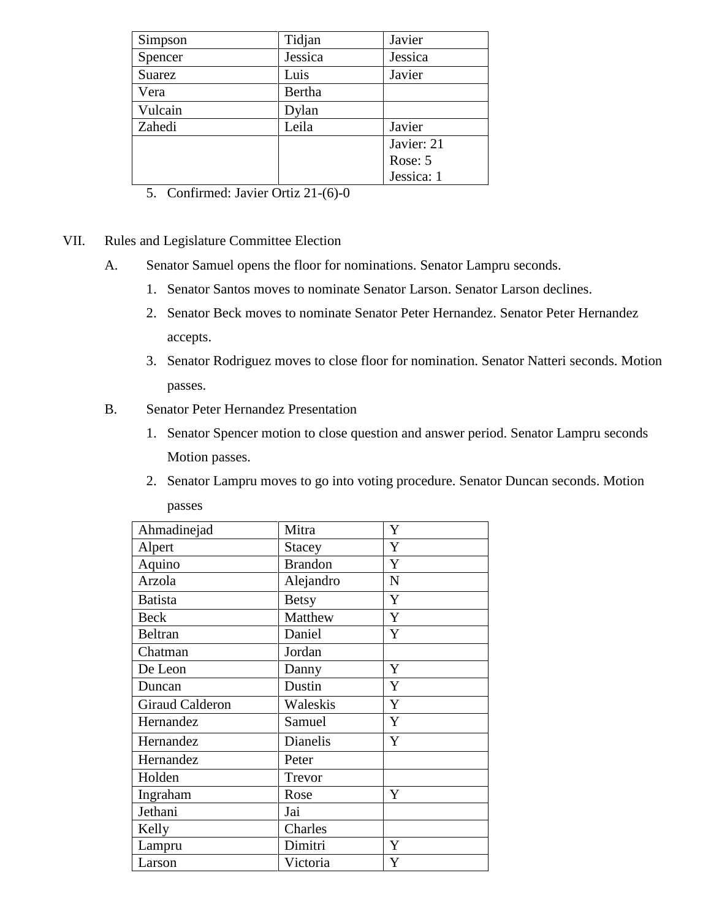| | | |
|---|---|---|
| Simpson | Tidjan | Javier |
| Spencer | Jessica | Jessica |
| Suarez | Luis | Javier |
| Vera | Bertha | |
| Vulcain | Dylan | |
| Zahedi | Leila | Javier |
| | | Javier: 21<br>Rose: 5<br>Jessica: 1 |

5. Confirmed: Javier Ortiz 21-(6)-0

VII. Rules and Legislature Committee Election

A. Senator Samuel opens the floor for nominations. Senator Lampru seconds.

1. Senator Santos moves to nominate Senator Larson. Senator Larson declines.
2. Senator Beck moves to nominate Senator Peter Hernandez. Senator Peter Hernandez accepts.
3. Senator Rodriguez moves to close floor for nomination. Senator Natteri seconds. Motion passes.

B. Senator Peter Hernandez Presentation

1. Senator Spencer motion to close question and answer period. Senator Lampru seconds Motion passes.
2. Senator Lampru moves to go into voting procedure. Senator Duncan seconds. Motion passes

| | | |
|---|---|---|
| Ahmadinejad | Mitra | Y |
| Alpert | Stacey | Y |
| Aquino | Brandon | Y |
| Arzola | Alejandro | N |
| Batista | Betsy | Y |
| Beck | Matthew | Y |
| Beltran | Daniel | Y |
| Chatman | Jordan | |
| De Leon | Danny | Y |
| Duncan | Dustin | Y |
| Giraud Calderon | Waleskis | Y |
| Hernandez | Samuel | Y |
| Hernandez | Dianelis | Y |
| Hernandez | Peter | |
| Holden | Trevor | |
| Ingraham | Rose | Y |
| Jethani | Jai | |
| Kelly | Charles | |
| Lampru | Dimitri | Y |
| Larson | Victoria | Y |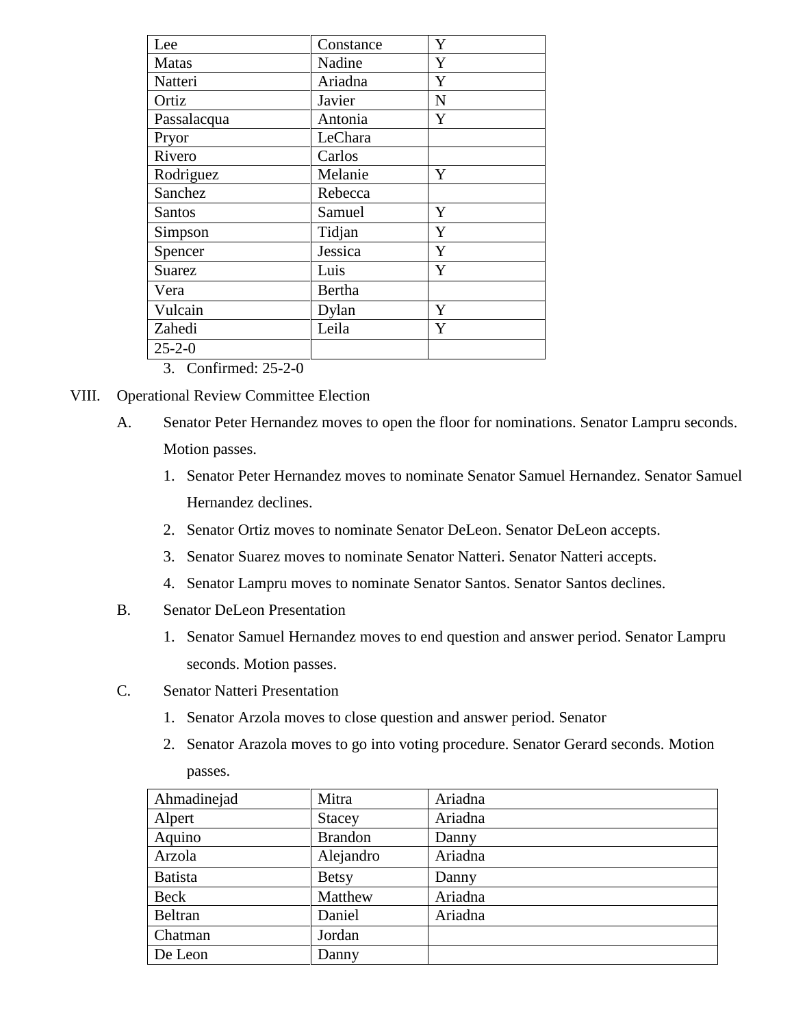| Lee | Constance | Y |
|---|---|---|
| Matas | Nadine | Y |
| Natteri | Ariadna | Y |
| Ortiz | Javier | N |
| Passalacqua | Antonia | Y |
| Pryor | LeChara | |
| Rivero | Carlos | |
| Rodriguez | Melanie | Y |
| Sanchez | Rebecca | |
| Santos | Samuel | Y |
| Simpson | Tidjan | Y |
| Spencer | Jessica | Y |
| Suarez | Luis | Y |
| Vera | Bertha | |
| Vulcain | Dylan | Y |
| Zahedi | Leila | Y |
| 25-2-0 | | |

3. Confirmed: 25-2-0

VIII. Operational Review Committee Election

A. Senator Peter Hernandez moves to open the floor for nominations. Senator Lampru seconds. Motion passes.

1. Senator Peter Hernandez moves to nominate Senator Samuel Hernandez. Senator Samuel Hernandez declines.
2. Senator Ortiz moves to nominate Senator DeLeon. Senator DeLeon accepts.
3. Senator Suarez moves to nominate Senator Natteri. Senator Natteri accepts.
4. Senator Lampru moves to nominate Senator Santos. Senator Santos declines.

B. Senator DeLeon Presentation

1. Senator Samuel Hernandez moves to end question and answer period. Senator Lampru seconds. Motion passes.

C. Senator Natteri Presentation

1. Senator Arzola moves to close question and answer period. Senator
2. Senator Arazola moves to go into voting procedure. Senator Gerard seconds. Motion passes.

| Ahmadinejad | Mitra | Ariadna |
|---|---|---|
| Alpert | Stacey | Ariadna |
| Aquino | Brandon | Danny |
| Arzola | Alejandro | Ariadna |
| Batista | Betsy | Danny |
| Beck | Matthew | Ariadna |
| Beltran | Daniel | Ariadna |
| Chatman | Jordan | |
| De Leon | Danny | |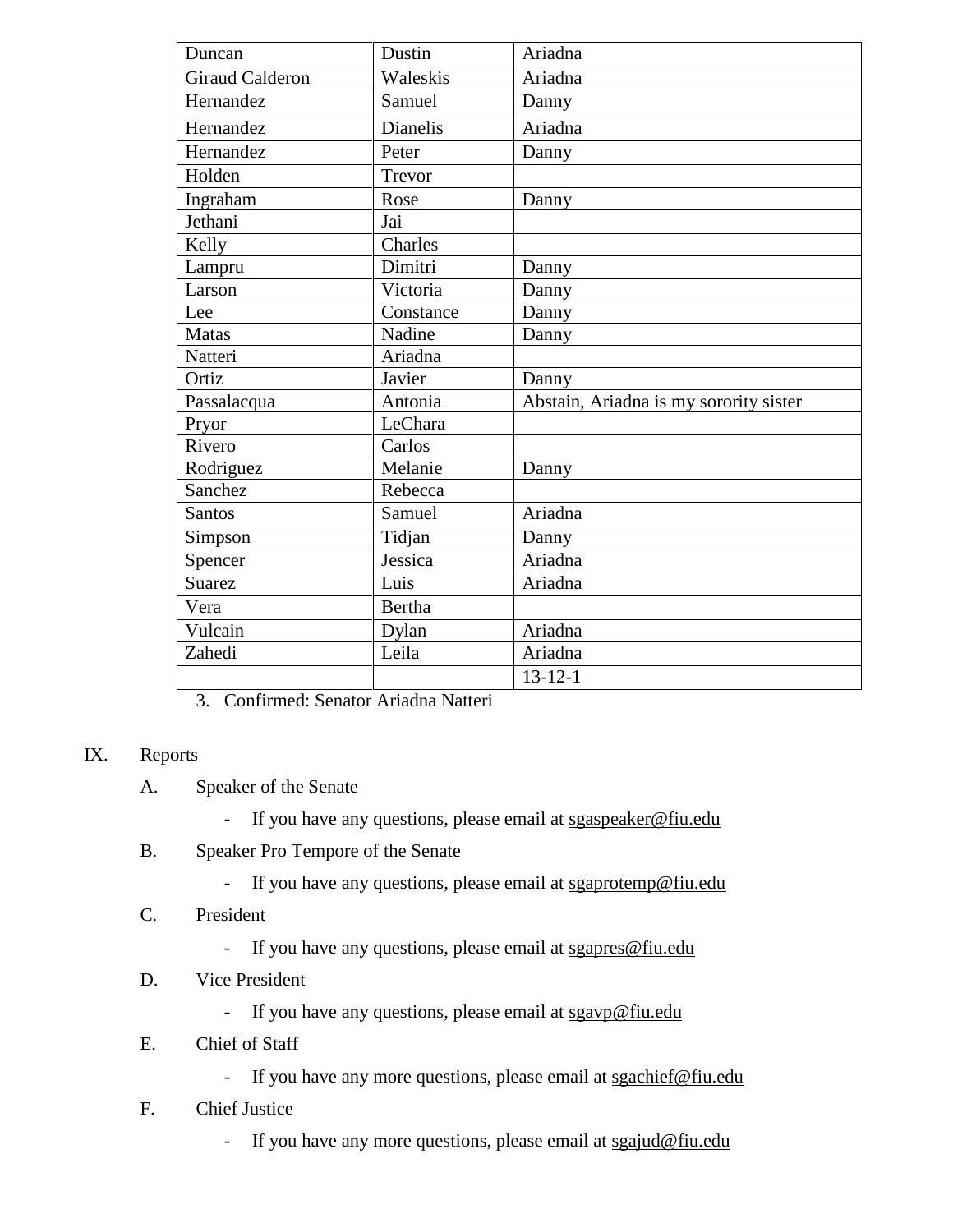| Duncan | Dustin | Ariadna |
|---|---|---|
| Giraud Calderon | Waleskis | Ariadna |
| Hernandez | Samuel | Danny |
| Hernandez | Dianelis | Ariadna |
| Hernandez | Peter | Danny |
| Holden | Trevor | |
| Ingraham | Rose | Danny |
| Jethani | Jai | |
| Kelly | Charles | |
| Lampru | Dimitri | Danny |
| Larson | Victoria | Danny |
| Lee | Constance | Danny |
| Matas | Nadine | Danny |
| Natteri | Ariadna | |
| Ortiz | Javier | Danny |
| Passalacqua | Antonia | Abstain, Ariadna is my sorority sister |
| Pryor | LeChara | |
| Rivero | Carlos | |
| Rodriguez | Melanie | Danny |
| Sanchez | Rebecca | |
| Santos | Samuel | Ariadna |
| Simpson | Tidjan | Danny |
| Spencer | Jessica | Ariadna |
| Suarez | Luis | Ariadna |
| Vera | Bertha | |
| Vulcain | Dylan | Ariadna |
| Zahedi | Leila | Ariadna |
| | | 13-12-1 |

3. Confirmed: Senator Ariadna Natteri

IX. Reports

A. Speaker of the Senate

- If you have any questions, please email at sgaspeaker@fiu.edu

B. Speaker Pro Tempore of the Senate

- If you have any questions, please email at sgaprotemp@fiu.edu

C. President

- If you have any questions, please email at sgapres@fiu.edu

D. Vice President

- If you have any questions, please email at sgavp@fiu.edu

E. Chief of Staff

- If you have any more questions, please email at sgachief@fiu.edu

F. Chief Justice

- If you have any more questions, please email at sgajud@fiu.edu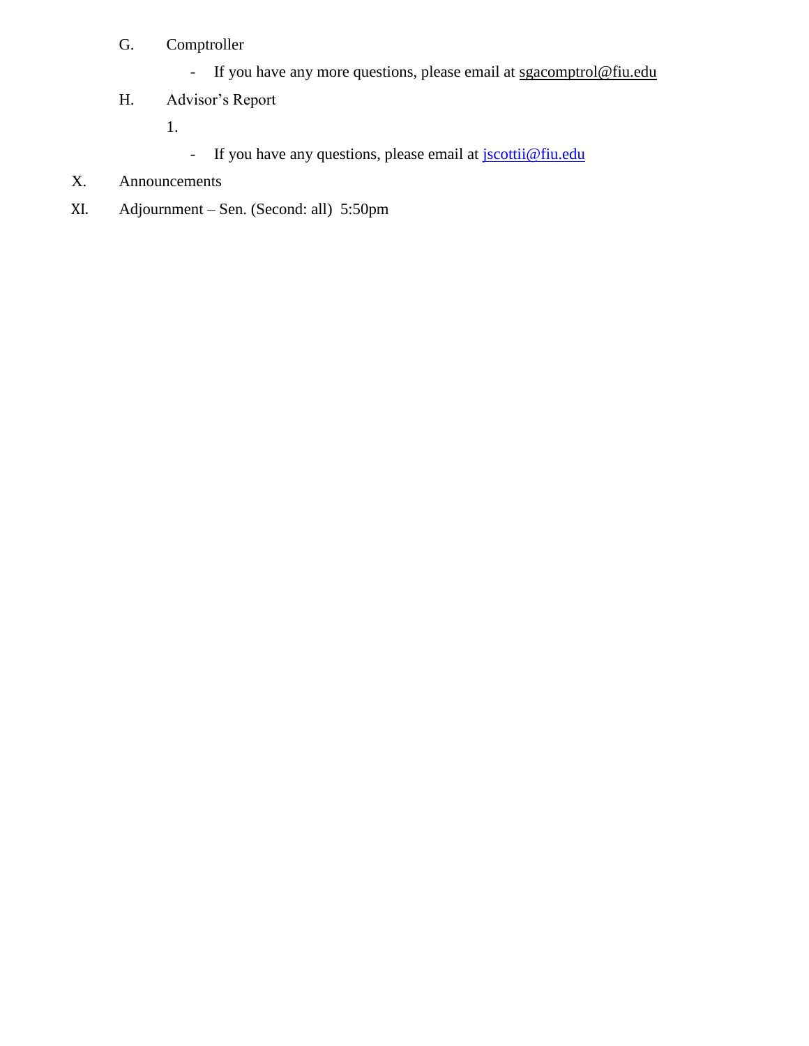G. Comptroller

- If you have any more questions, please email at sgacomptrol@fiu.edu

H. Advisor's Report

1.

- If you have any questions, please email at jscottii@fiu.edu

X. Announcements

XI. Adjournment – Sen. (Second: all) 5:50pm